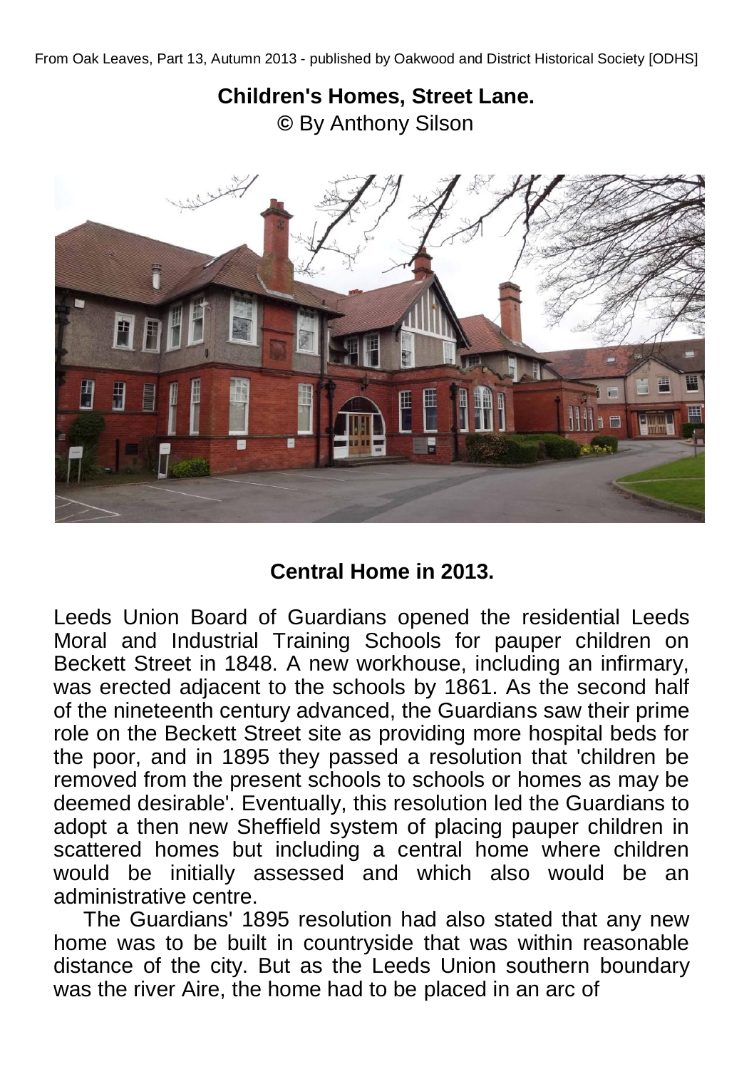From Oak Leaves, Part 13, Autumn 2013 - published by Oakwood and District Historical Society [ODHS]

# Children's Homes, Street Lane.

© By Anthony Silson

**Central Home in 2013.**

Leeds Union Board of Guardians opened the residential Leeds Moral and Industrial Training Schools for pauper children on Beckett Street in 1848. A new workhouse, including an infirmary, was erected adjacent to the schools by 1861. As the second half of the nineteenth century advanced, the Guardians saw their prime role on the Beckett Street site as providing more hospital beds for the poor, and in 1895 they passed a resolution that 'children be removed from the present schools to schools or homes as may be deemed desirable'. Eventually, this resolution led the Guardians to adopt a then new Sheffield system of placing pauper children in scattered homes but including a central home where children would be initially assessed and which also would be an administrative centre.

The Guardians' 1895 resolution had also stated that any new home was to be built in countryside that was within reasonable distance of the city. But as the Leeds Union southern boundary was the river Aire, the home had to be placed in an arc of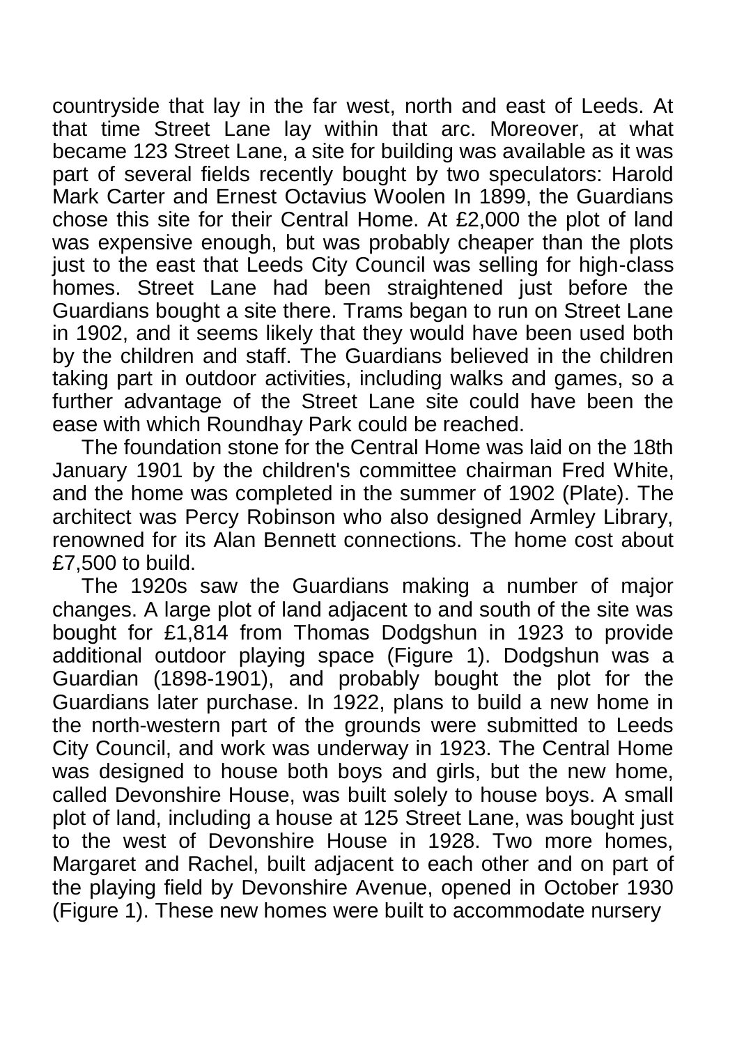countryside that lay in the far west, north and east of Leeds. At that time Street Lane lay within that arc. Moreover, at what became 123 Street Lane, a site for building was available as it was part of several fields recently bought by two speculators: Harold Mark Carter and Ernest Octavius Woolen In 1899, the Guardians chose this site for their Central Home. At £2,000 the plot of land was expensive enough, but was probably cheaper than the plots just to the east that Leeds City Council was selling for high-class homes. Street Lane had been straightened just before the Guardians bought a site there. Trams began to run on Street Lane in 1902, and it seems likely that they would have been used both by the children and staff. The Guardians believed in the children taking part in outdoor activities, including walks and games, so a further advantage of the Street Lane site could have been the ease with which Roundhay Park could be reached.

The foundation stone for the Central Home was laid on the 18th January 1901 by the children's committee chairman Fred White, and the home was completed in the summer of 1902 (Plate). The architect was Percy Robinson who also designed Armley Library, renowned for its Alan Bennett connections. The home cost about £7,500 to build.

The 1920s saw the Guardians making a number of major changes. A large plot of land adjacent to and south of the site was bought for £1,814 from Thomas Dodgshun in 1923 to provide additional outdoor playing space (Figure 1). Dodgshun was a Guardian (1898-1901), and probably bought the plot for the Guardians later purchase. In 1922, plans to build a new home in the north-western part of the grounds were submitted to Leeds City Council, and work was underway in 1923. The Central Home was designed to house both boys and girls, but the new home, called Devonshire House, was built solely to house boys. A small plot of land, including a house at 125 Street Lane, was bought just to the west of Devonshire House in 1928. Two more homes, Margaret and Rachel, built adjacent to each other and on part of the playing field by Devonshire Avenue, opened in October 1930 (Figure 1). These new homes were built to accommodate nursery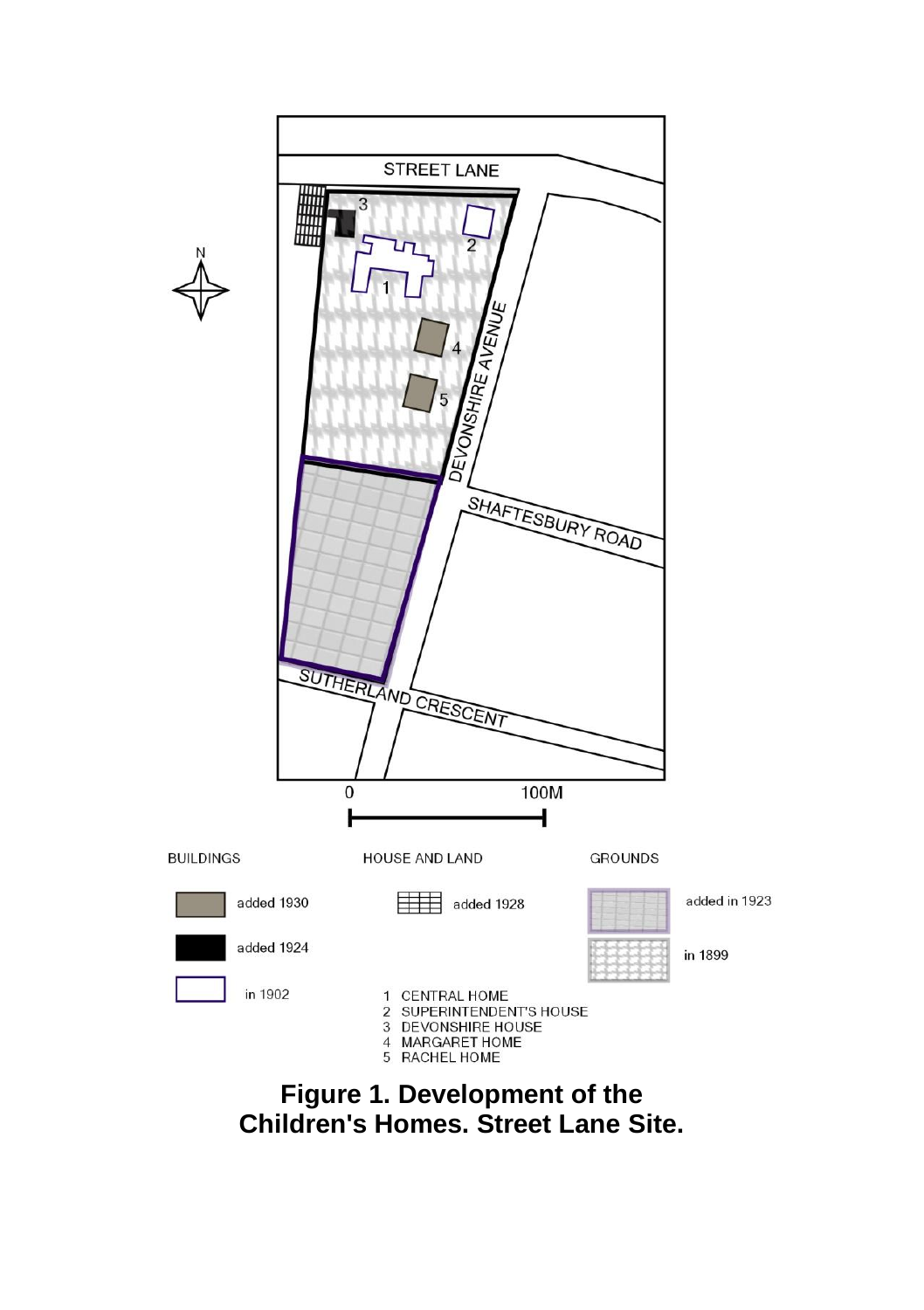STREET LANE

DEVONSHIRE AVENUE

SHAFTESBURY ROAD

SUTHERLAND CRESCENT

0 100M

BUILDINGS

- added 1930
- added 1924
- in 1902

HOUSE AND LAND

- added 1928

GROUNDS

- added in 1923
- in 1899

1. CENTRAL HOME
2. SUPERINTENDENT'S HOUSE
3. DEVONSHIRE HOUSE
4. MARGARET HOME
5. RACHEL HOME

**Figure 1. Development of the Children's Homes. Street Lane Site.**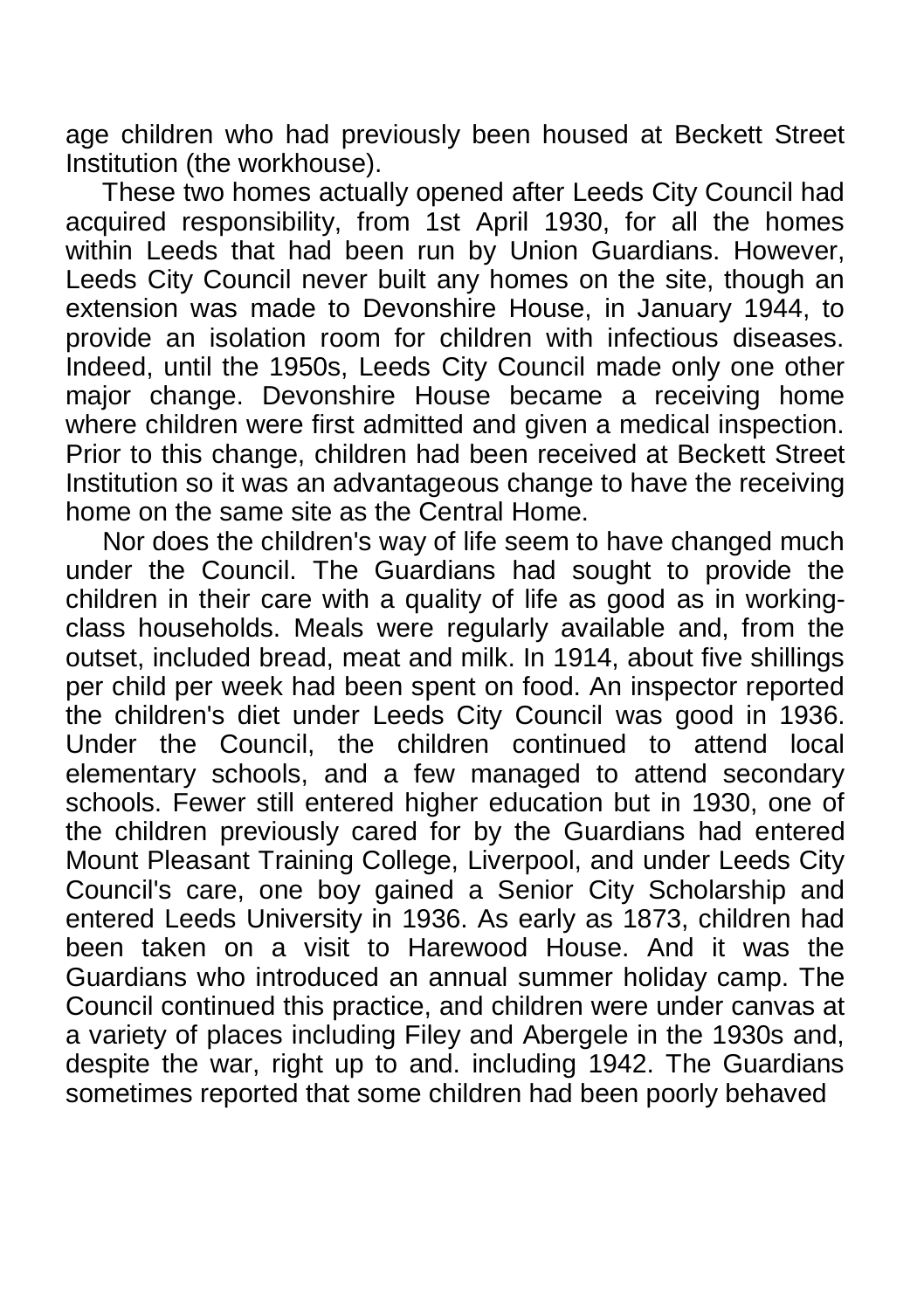age children who had previously been housed at Beckett Street Institution (the workhouse).

These two homes actually opened after Leeds City Council had acquired responsibility, from 1st April 1930, for all the homes within Leeds that had been run by Union Guardians. However, Leeds City Council never built any homes on the site, though an extension was made to Devonshire House, in January 1944, to provide an isolation room for children with infectious diseases. Indeed, until the 1950s, Leeds City Council made only one other major change. Devonshire House became a receiving home where children were first admitted and given a medical inspection. Prior to this change, children had been received at Beckett Street Institution so it was an advantageous change to have the receiving home on the same site as the Central Home.

Nor does the children's way of life seem to have changed much under the Council. The Guardians had sought to provide the children in their care with a quality of life as good as in working-class households. Meals were regularly available and, from the outset, included bread, meat and milk. In 1914, about five shillings per child per week had been spent on food. An inspector reported the children's diet under Leeds City Council was good in 1936. Under the Council, the children continued to attend local elementary schools, and a few managed to attend secondary schools. Fewer still entered higher education but in 1930, one of the children previously cared for by the Guardians had entered Mount Pleasant Training College, Liverpool, and under Leeds City Council's care, one boy gained a Senior City Scholarship and entered Leeds University in 1936. As early as 1873, children had been taken on a visit to Harewood House. And it was the Guardians who introduced an annual summer holiday camp. The Council continued this practice, and children were under canvas at a variety of places including Filey and Abergele in the 1930s and, despite the war, right up to and. including 1942. The Guardians sometimes reported that some children had been poorly behaved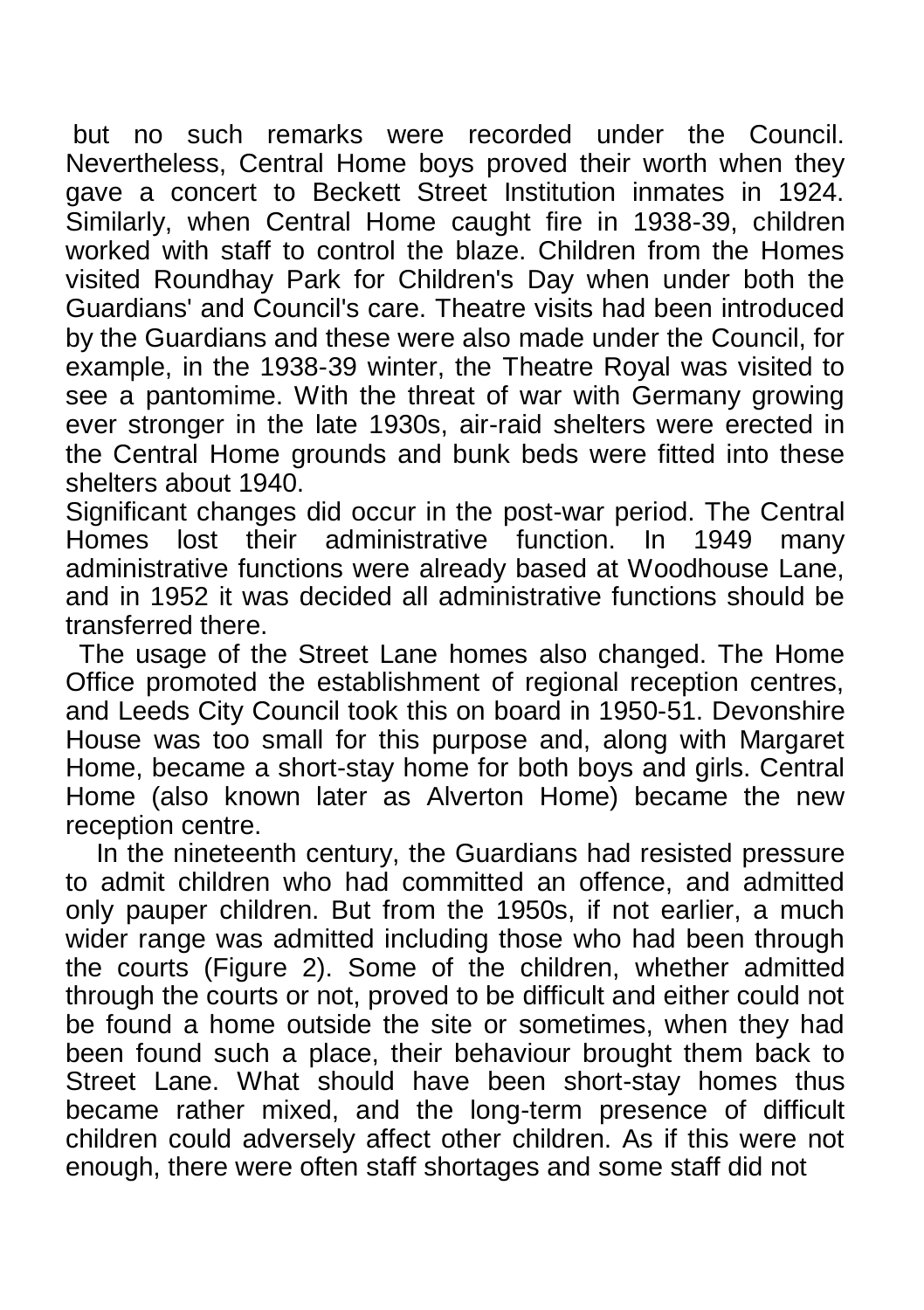but no such remarks were recorded under the Council. Nevertheless, Central Home boys proved their worth when they gave a concert to Beckett Street Institution inmates in 1924. Similarly, when Central Home caught fire in 1938-39, children worked with staff to control the blaze. Children from the Homes visited Roundhay Park for Children's Day when under both the Guardians' and Council's care. Theatre visits had been introduced by the Guardians and these were also made under the Council, for example, in the 1938-39 winter, the Theatre Royal was visited to see a pantomime. With the threat of war with Germany growing ever stronger in the late 1930s, air-raid shelters were erected in the Central Home grounds and bunk beds were fitted into these shelters about 1940.

Significant changes did occur in the post-war period. The Central Homes lost their administrative function. In 1949 many administrative functions were already based at Woodhouse Lane, and in 1952 it was decided all administrative functions should be transferred there.

The usage of the Street Lane homes also changed. The Home Office promoted the establishment of regional reception centres, and Leeds City Council took this on board in 1950-51. Devonshire House was too small for this purpose and, along with Margaret Home, became a short-stay home for both boys and girls. Central Home (also known later as Alverton Home) became the new reception centre.

In the nineteenth century, the Guardians had resisted pressure to admit children who had committed an offence, and admitted only pauper children. But from the 1950s, if not earlier, a much wider range was admitted including those who had been through the courts (Figure 2). Some of the children, whether admitted through the courts or not, proved to be difficult and either could not be found a home outside the site or sometimes, when they had been found such a place, their behaviour brought them back to Street Lane. What should have been short-stay homes thus became rather mixed, and the long-term presence of difficult children could adversely affect other children. As if this were not enough, there were often staff shortages and some staff did not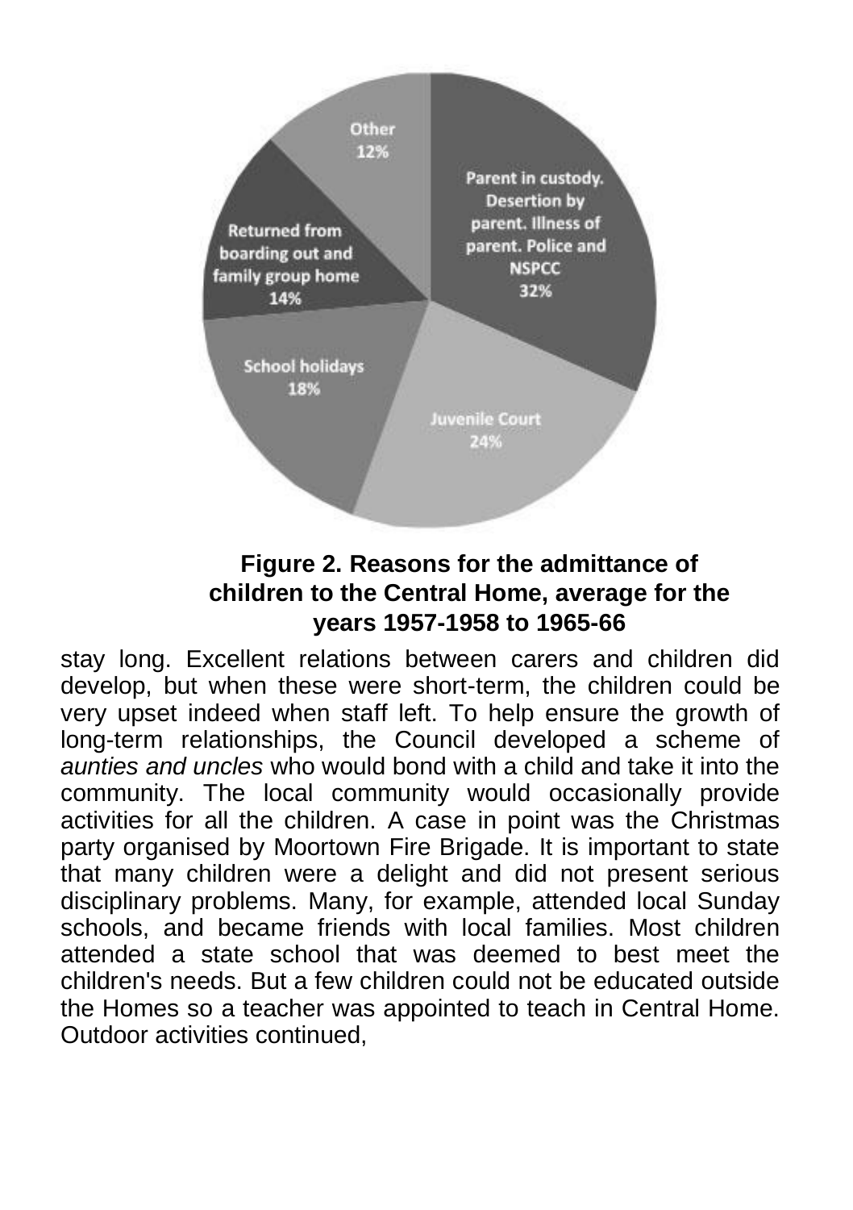**Figure 2. Reasons for the admittance of children to the Central Home, average for the years 1957-1958 to 1965-66**

stay long. Excellent relations between carers and children did develop, but when these were short-term, the children could be very upset indeed when staff left. To help ensure the growth of long-term relationships, the Council developed a scheme of *aunties and uncles* who would bond with a child and take it into the community. The local community would occasionally provide activities for all the children. A case in point was the Christmas party organised by Moortown Fire Brigade. It is important to state that many children were a delight and did not present serious disciplinary problems. Many, for example, attended local Sunday schools, and became friends with local families. Most children attended a state school that was deemed to best meet the children's needs. But a few children could not be educated outside the Homes so a teacher was appointed to teach in Central Home. Outdoor activities continued,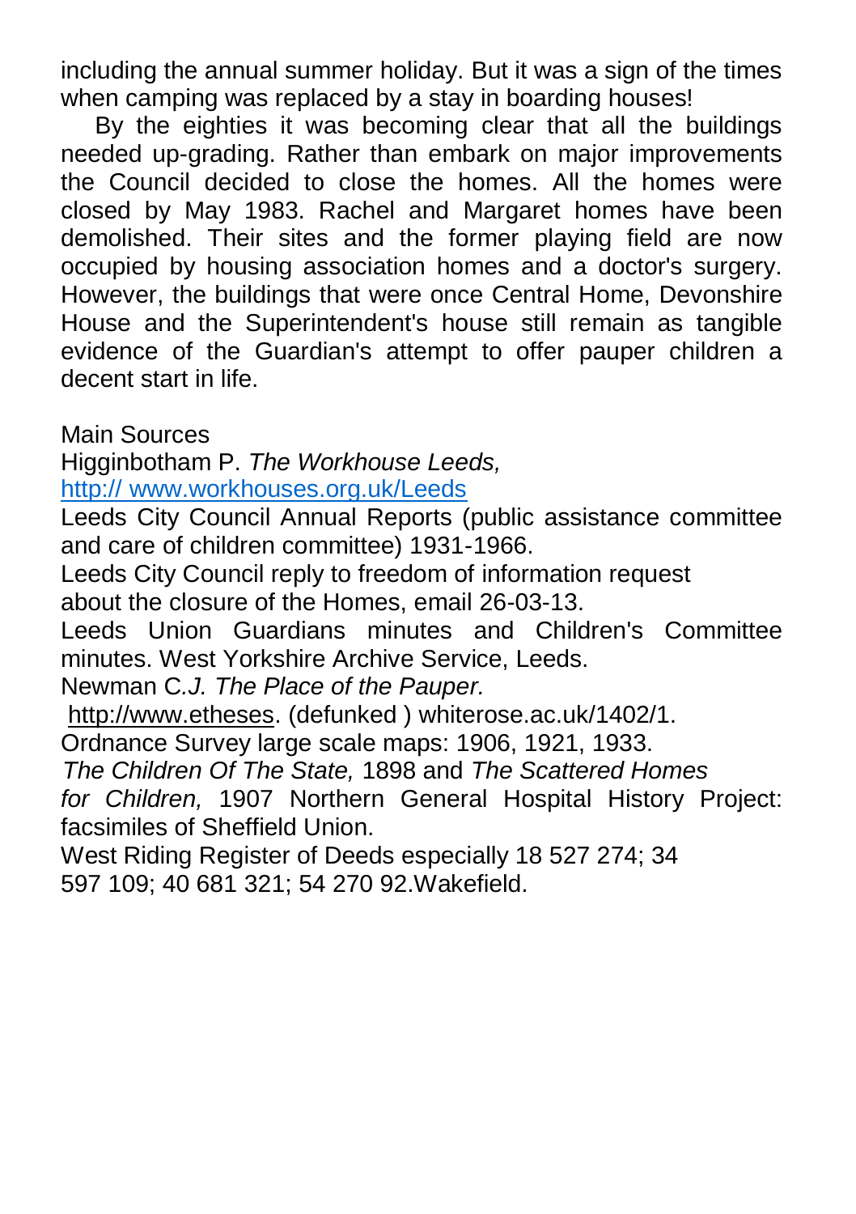including the annual summer holiday. But it was a sign of the times when camping was replaced by a stay in boarding houses!

By the eighties it was becoming clear that all the buildings needed up-grading. Rather than embark on major improvements the Council decided to close the homes. All the homes were closed by May 1983. Rachel and Margaret homes have been demolished. Their sites and the former playing field are now occupied by housing association homes and a doctor's surgery. However, the buildings that were once Central Home, Devonshire House and the Superintendent's house still remain as tangible evidence of the Guardian's attempt to offer pauper children a decent start in life.

Main Sources

Higginbotham P. *The Workhouse Leeds,* http:// www.workhouses.org.uk/Leeds

Leeds City Council Annual Reports (public assistance committee and care of children committee) 1931-1966.

Leeds City Council reply to freedom of information request about the closure of the Homes, email 26-03-13.

Leeds Union Guardians minutes and Children's Committee minutes. West Yorkshire Archive Service, Leeds.

Newman C.*J. The Place of the Pauper.* http://www.etheses. (defunked ) whiterose.ac.uk/1402/1.

Ordnance Survey large scale maps: 1906, 1921, 1933.

*The Children Of The State,* 1898 and *The Scattered Homes for Children,* 1907 Northern General Hospital History Project: facsimiles of Sheffield Union.

West Riding Register of Deeds especially 18 527 274; 34 597 109; 40 681 321; 54 270 92.Wakefield.